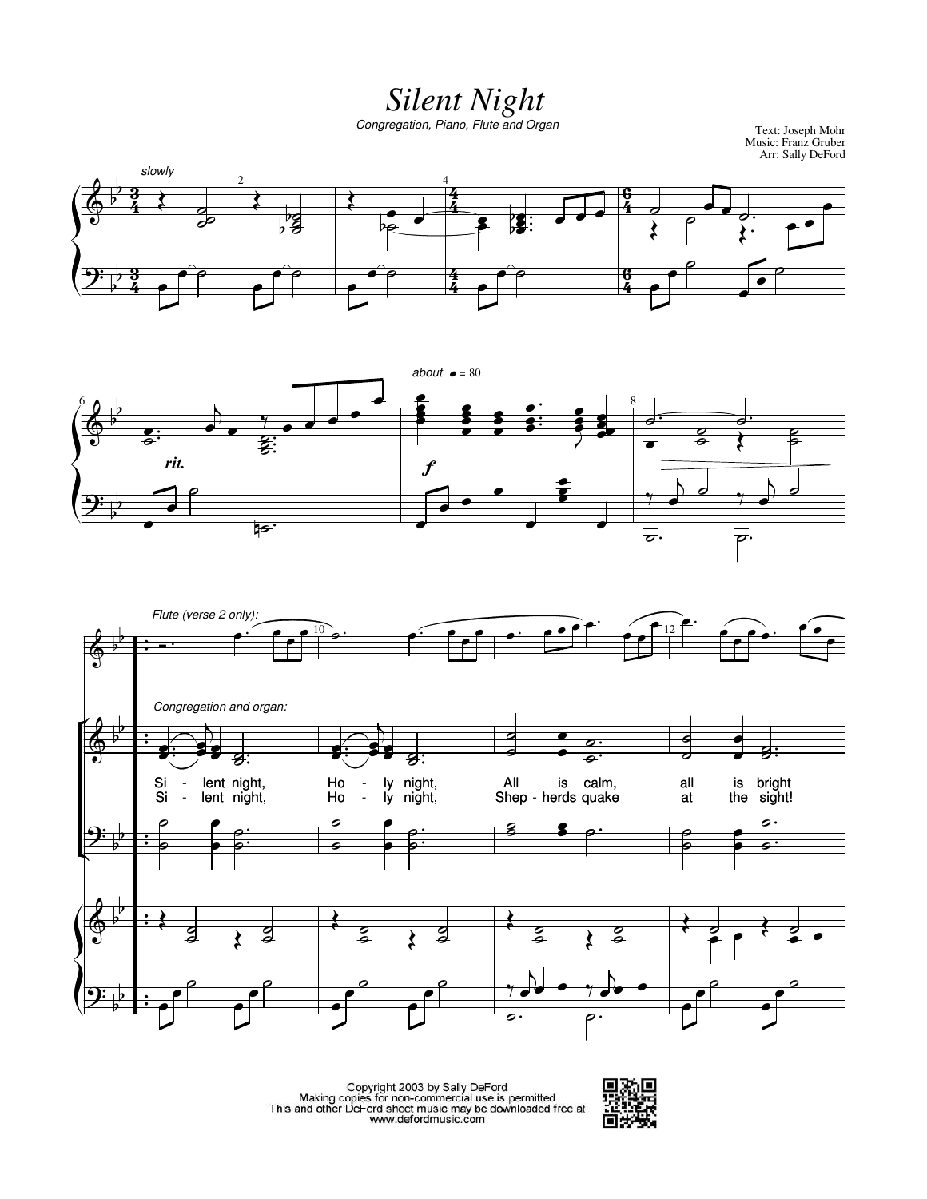# *Silent Night*

*Congregation, Piano, Flute and Organ*

Text: Joseph Mohr
Music: Franz Gruber
Arr: Sally DeFord

*slowly*

*rit.*

*about* ♩ = 80

***f***

*Flute (verse 2 only):*

*Congregation and organ:*

Si - lent night, Ho - ly night, All is calm, all is bright
Si - lent night, Ho - ly night, Shep - herds quake at the sight!

Copyright 2003 by Sally DeFord
Making copies for non-commercial use is permitted
This and other DeFord sheet music may be downloaded free at
www.defordmusic.com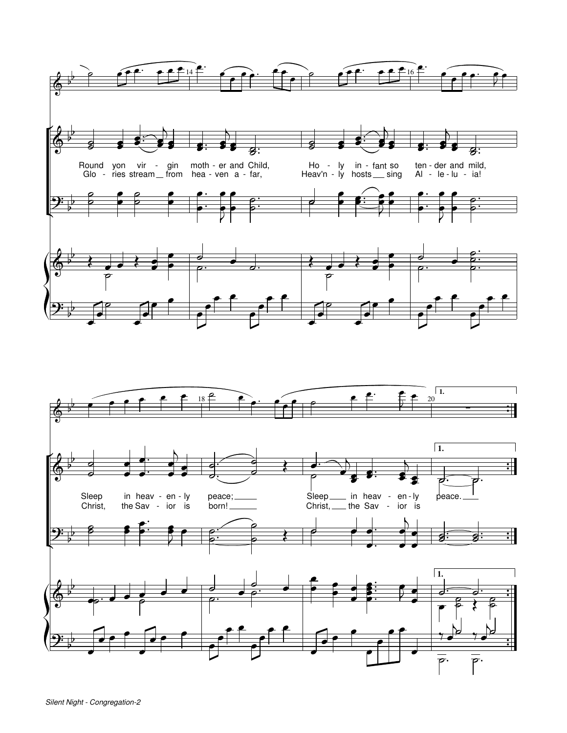14 16

Round yon vir - gin moth - er and Child, Ho - ly in - fant so ten - der and mild,
Glo - ries stream from hea - ven a - far, Heav'n - ly hosts sing Al - le - lu - ia!

18 20 1.

Sleep in heav - en - ly peace; Sleep in heav - en - ly peace.
Christ, the Sav - ior is born! Christ, the Sav - ior is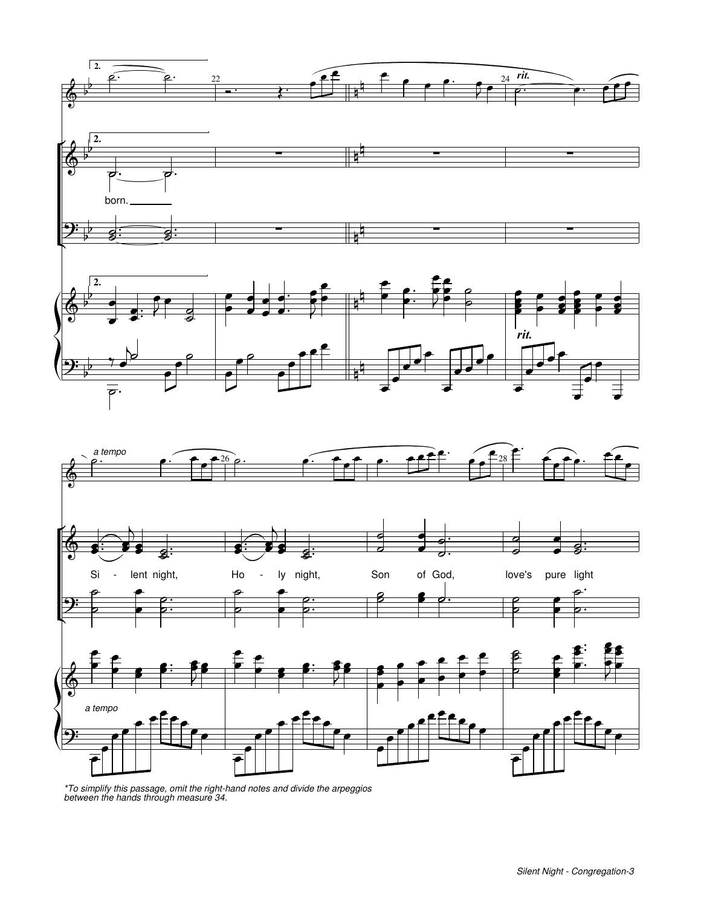*To simplify this passage, omit the right-hand notes and divide the arpeggios between the hands through measure 34.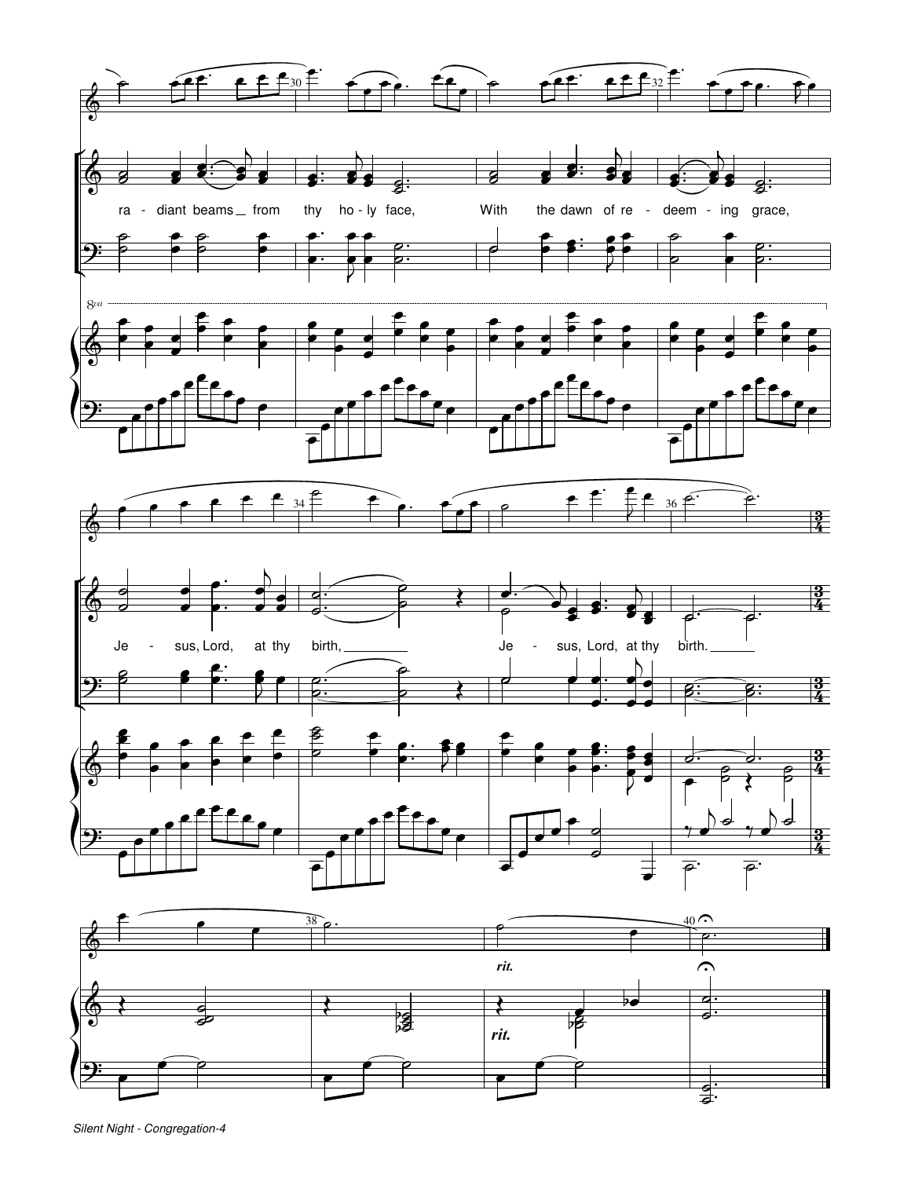ra - diant beams from thy ho - ly face, With the dawn of re - deem - ing grace,

Je - sus, Lord, at thy birth, Je - sus, Lord, at thy birth.

*rit.*

*rit.*